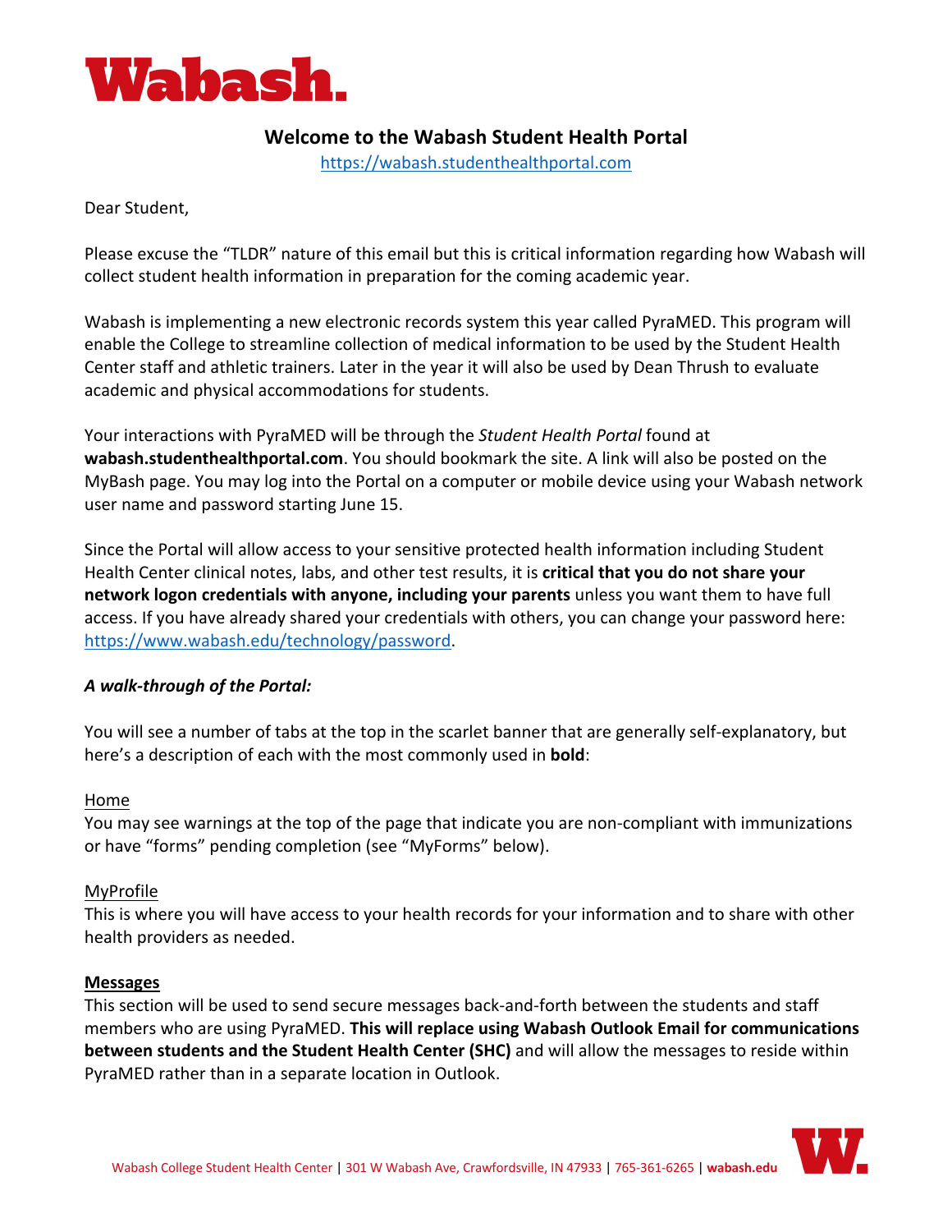Wabash.

# Welcome to the Wabash Student Health Portal

https://wabash.studenthealthportal.com

Dear Student,

Please excuse the "TLDR" nature of this email but this is critical information regarding how Wabash will collect student health information in preparation for the coming academic year.

Wabash is implementing a new electronic records system this year called PyraMED. This program will enable the College to streamline collection of medical information to be used by the Student Health Center staff and athletic trainers. Later in the year it will also be used by Dean Thrush to evaluate academic and physical accommodations for students.

Your interactions with PyraMED will be through the *Student Health Portal* found at **wabash.studenthealthportal.com**. You should bookmark the site. A link will also be posted on the MyBash page. You may log into the Portal on a computer or mobile device using your Wabash network user name and password starting June 15.

Since the Portal will allow access to your sensitive protected health information including Student Health Center clinical notes, labs, and other test results, it is **critical that you do not share your network logon credentials with anyone, including your parents** unless you want them to have full access. If you have already shared your credentials with others, you can change your password here: https://www.wabash.edu/technology/password.

***A walk-through of the Portal:***

You will see a number of tabs at the top in the scarlet banner that are generally self-explanatory, but here's a description of each with the most commonly used in **bold**:

Home

You may see warnings at the top of the page that indicate you are non-compliant with immunizations or have "forms" pending completion (see "MyForms" below).

MyProfile

This is where you will have access to your health records for your information and to share with other health providers as needed.

**Messages**

This section will be used to send secure messages back-and-forth between the students and staff members who are using PyraMED. **This will replace using Wabash Outlook Email for communications between students and the Student Health Center (SHC)** and will allow the messages to reside within PyraMED rather than in a separate location in Outlook.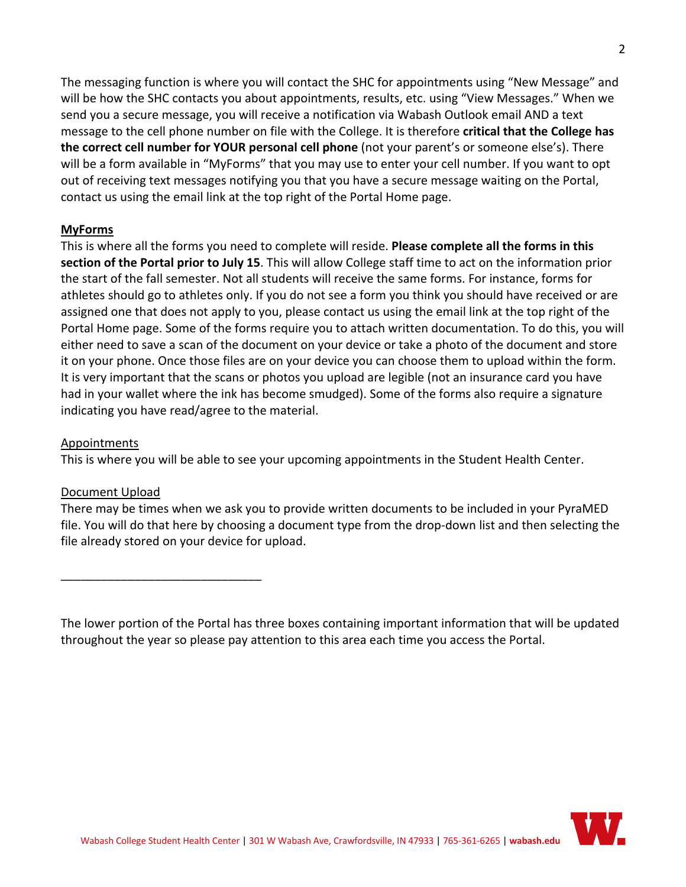The messaging function is where you will contact the SHC for appointments using "New Message" and will be how the SHC contacts you about appointments, results, etc. using "View Messages." When we send you a secure message, you will receive a notification via Wabash Outlook email AND a text message to the cell phone number on file with the College. It is therefore **critical that the College has the correct cell number for YOUR personal cell phone** (not your parent's or someone else's). There will be a form available in "MyForms" that you may use to enter your cell number. If you want to opt out of receiving text messages notifying you that you have a secure message waiting on the Portal, contact us using the email link at the top right of the Portal Home page.

**<u>MyForms</u>**

This is where all the forms you need to complete will reside. **Please complete all the forms in this section of the Portal prior to July 15**. This will allow College staff time to act on the information prior the start of the fall semester. Not all students will receive the same forms. For instance, forms for athletes should go to athletes only. If you do not see a form you think you should have received or are assigned one that does not apply to you, please contact us using the email link at the top right of the Portal Home page. Some of the forms require you to attach written documentation. To do this, you will either need to save a scan of the document on your device or take a photo of the document and store it on your phone. Once those files are on your device you can choose them to upload within the form. It is very important that the scans or photos you upload are legible (not an insurance card you have had in your wallet where the ink has become smudged). Some of the forms also require a signature indicating you have read/agree to the material.

<u>Appointments</u>

This is where you will be able to see your upcoming appointments in the Student Health Center.

<u>Document Upload</u>

There may be times when we ask you to provide written documents to be included in your PyraMED file. You will do that here by choosing a document type from the drop-down list and then selecting the file already stored on your device for upload.

______________________________

The lower portion of the Portal has three boxes containing important information that will be updated throughout the year so please pay attention to this area each time you access the Portal.